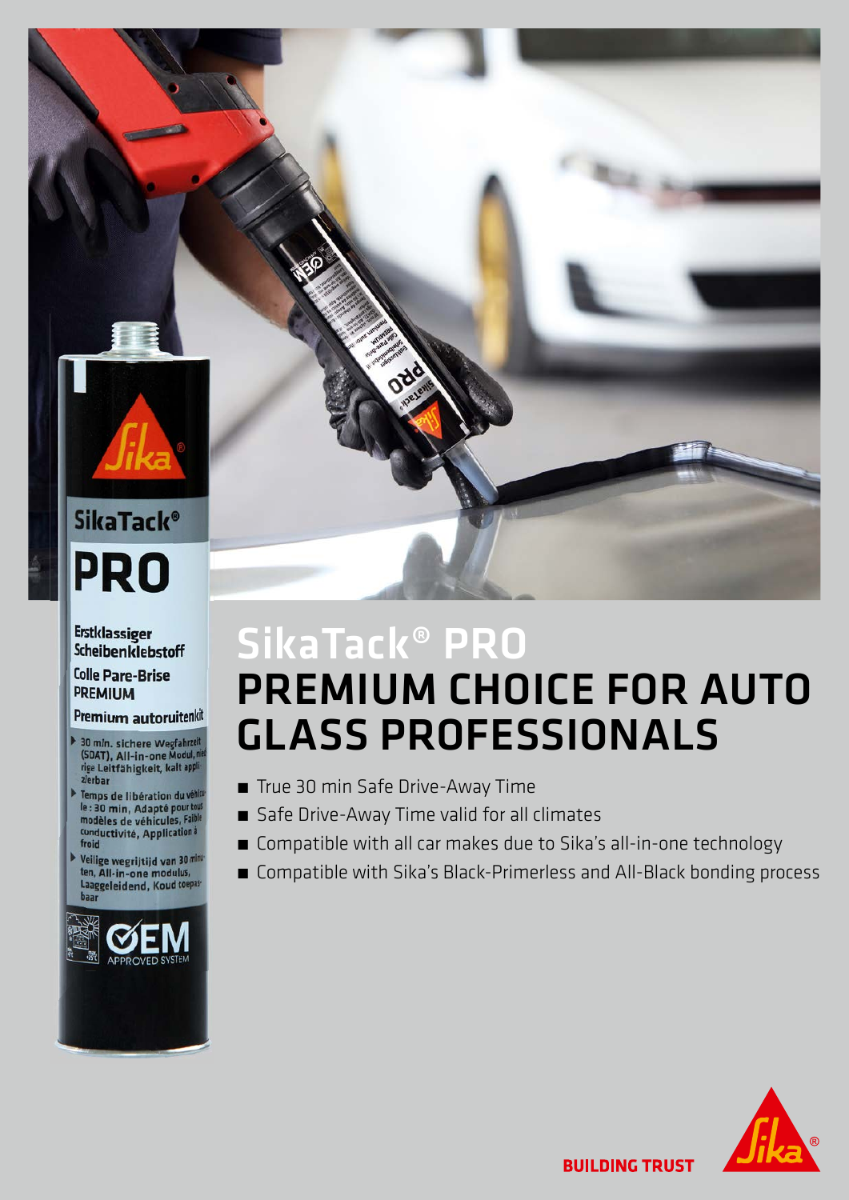# SikaTack® PRO
# PREMIUM CHOICE FOR AUTO GLASS PROFESSIONALS

- True 30 min Safe Drive-Away Time
- Safe Drive-Away Time valid for all climates
- Compatible with all car makes due to Sika's all-in-one technology
- Compatible with Sika's Black-Primerless and All-Black bonding process

BUILDING TRUST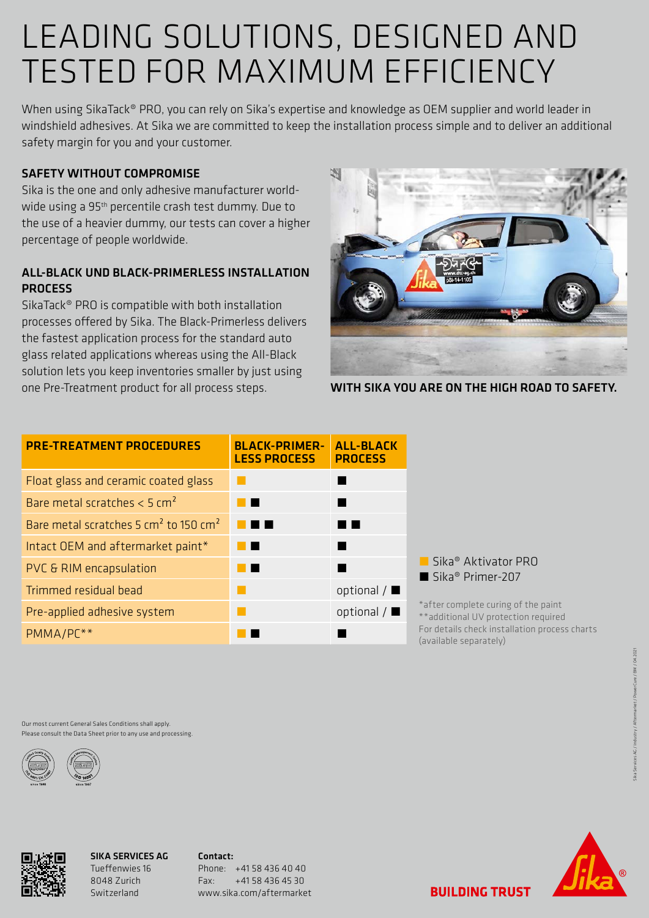# LEADING SOLUTIONS, DESIGNED AND TESTED FOR MAXIMUM EFFICIENCY

When using SikaTack® PRO, you can rely on Sika's expertise and knowledge as OEM supplier and world leader in windshield adhesives. At Sika we are committed to keep the installation process simple and to deliver an additional safety margin for you and your customer.

### SAFETY WITHOUT COMPROMISE

Sika is the one and only adhesive manufacturer worldwide using a 95th percentile crash test dummy. Due to the use of a heavier dummy, our tests can cover a higher percentage of people worldwide.

### ALL-BLACK UND BLACK-PRIMERLESS INSTALLATION PROCESS

SikaTack® PRO is compatible with both installation processes offered by Sika. The Black-Primerless delivers the fastest application process for the standard auto glass related applications whereas using the All-Black solution lets you keep inventories smaller by just using one Pre-Treatment product for all process steps.

**WITH SIKA YOU ARE ON THE HIGH ROAD TO SAFETY.**

| PRE-TREATMENT PROCEDURES | BLACK-PRIMER-LESS PROCESS | ALL-BLACK PROCESS |
|---|---|---|
| Float glass and ceramic coated glass | ■ (orange) | ■ |
| Bare metal scratches < 5 $cm^2$ | ■ (orange) ■ | ■ |
| Bare metal scratches 5 $cm^2$ to 150 $cm^2$ | ■ (orange) ■ ■ | ■ ■ |
| Intact OEM and aftermarket paint* | ■ (orange) ■ | ■ |
| PVC & RIM encapsulation | ■ (orange) ■ | ■ |
| Trimmed residual bead | ■ (orange) | optional / ■ |
| Pre-applied adhesive system | ■ (orange) | optional / ■ |
| PMMA/PC** | ■ (orange) ■ | ■ |

■ (orange) Sika® Aktivator PRO
■ Sika® Primer-207

*after complete curing of the paint
**additional UV protection required
For details check installation process charts (available separately)

Our most current General Sales Conditions shall apply.
Please consult the Data Sheet prior to any use and processing.

**SIKA SERVICES AG**
Tueffenwies 16
8048 Zurich
Switzerland

**Contact:**
Phone: +41 58 436 40 40
Fax: +41 58 436 45 30
www.sika.com/aftermarket

**BUILDING TRUST**